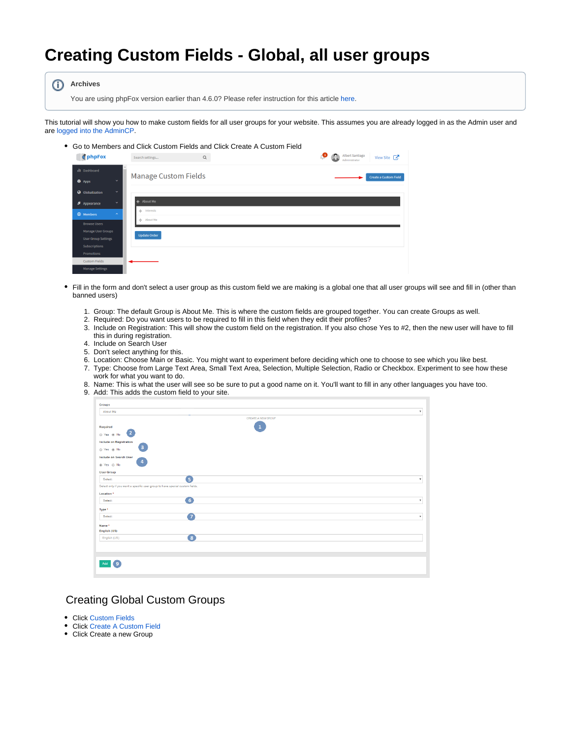# Creating Custom Fields - Global, all user groups

**Archives**

You are using phpFox version earlier than 4.6.0? Please refer instruction for this article here.

This tutorial will show you how to make custom fields for all user groups for your website. This assumes you are already logged in as the Admin user and are logged into the AdminCP.

- Go to Members and Click Custom Fields and Click Create A Custom Field
- Fill in the form and don't select a user group as this custom field we are making is a global one that all user groups will see and fill in (other than banned users)
  1. Group: The default Group is About Me. This is where the custom fields are grouped together. You can create Groups as well.
  2. Required: Do you want users to be required to fill in this field when they edit their profiles?
  3. Include on Registration: This will show the custom field on the registration. If you also chose Yes to #2, then the new user will have to fill this in during registration.
  4. Include on Search User
  5. Don't select anything for this.
  6. Location: Choose Main or Basic. You might want to experiment before deciding which one to choose to see which you like best.
  7. Type: Choose from Large Text Area, Small Text Area, Selection, Multiple Selection, Radio or Checkbox. Experiment to see how these work for what you want to do.
  8. Name: This is what the user will see so be sure to put a good name on it. You'll want to fill in any other languages you have too.
  9. Add: This adds the custom field to your site.

## Creating Global Custom Groups

- Click Custom Fields
- Click Create A Custom Field
- Click Create a new Group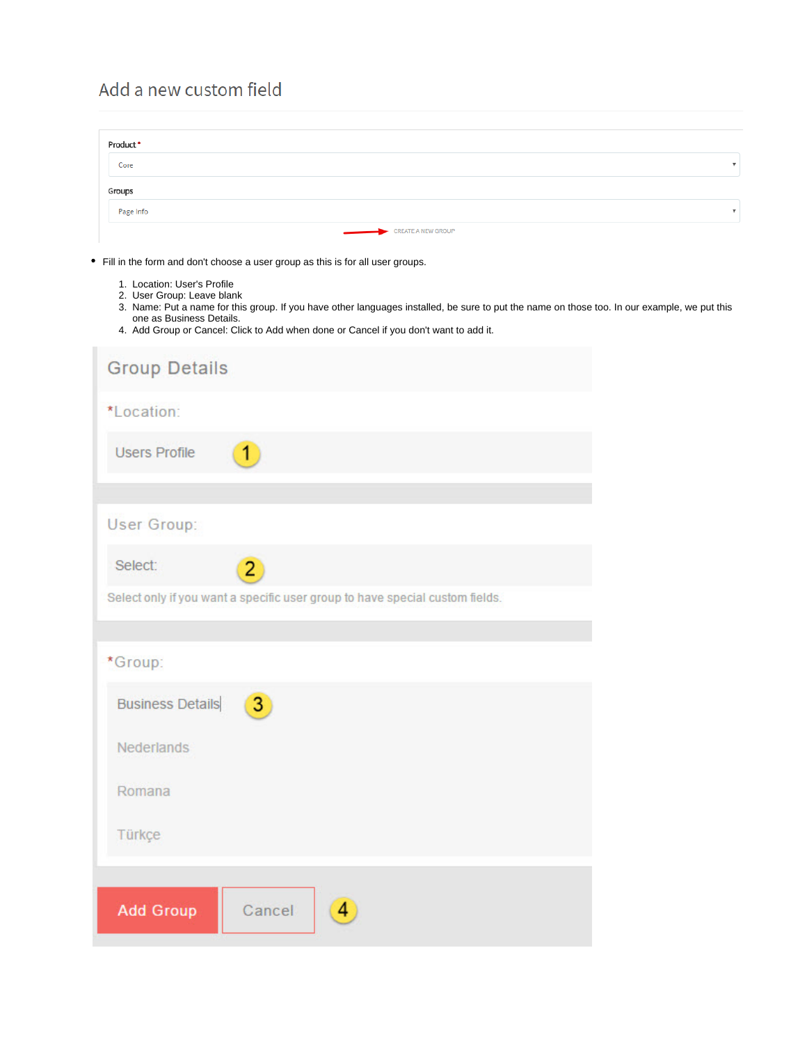## Add a new custom field

**Product** *

Core

**Groups**

Page Info

CREATE A NEW GROUP

- Fill in the form and don't choose a user group as this is for all user groups.

1. Location: User's Profile
2. User Group: Leave blank
3. Name: Put a name for this group. If you have other languages installed, be sure to put the name on those too. In our example, we put this one as Business Details.
4. Add Group or Cancel: Click to Add when done or Cancel if you don't want to add it.

### Group Details

*Location:

Users Profile (1)

User Group:

Select: (2)

Select only if you want a specific user group to have special custom fields.

*Group:

Business Details (3)

Nederlands

Romana

Türkçe

Add Group | Cancel (4)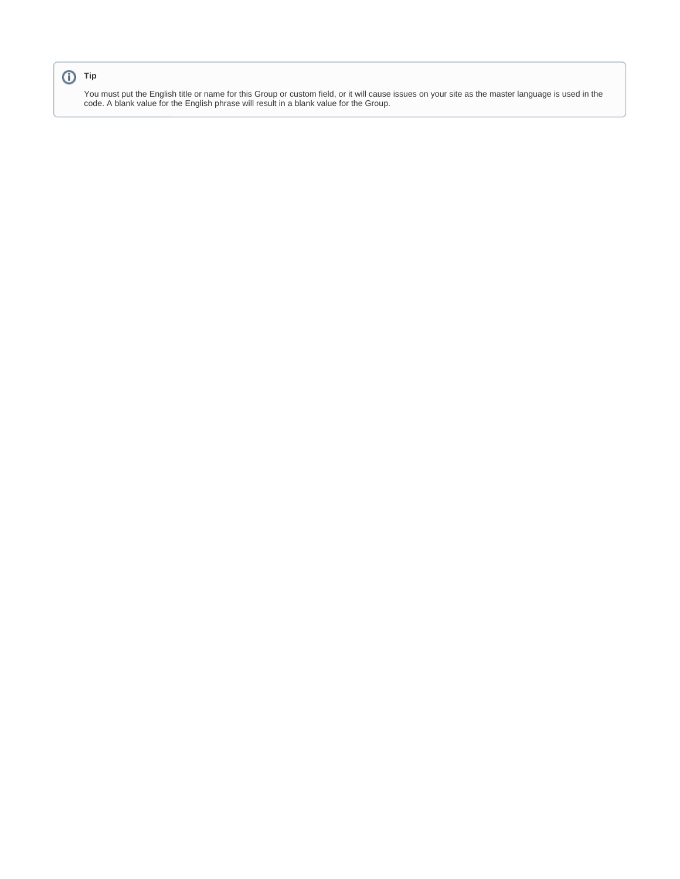**Tip**

You must put the English title or name for this Group or custom field, or it will cause issues on your site as the master language is used in the code. A blank value for the English phrase will result in a blank value for the Group.